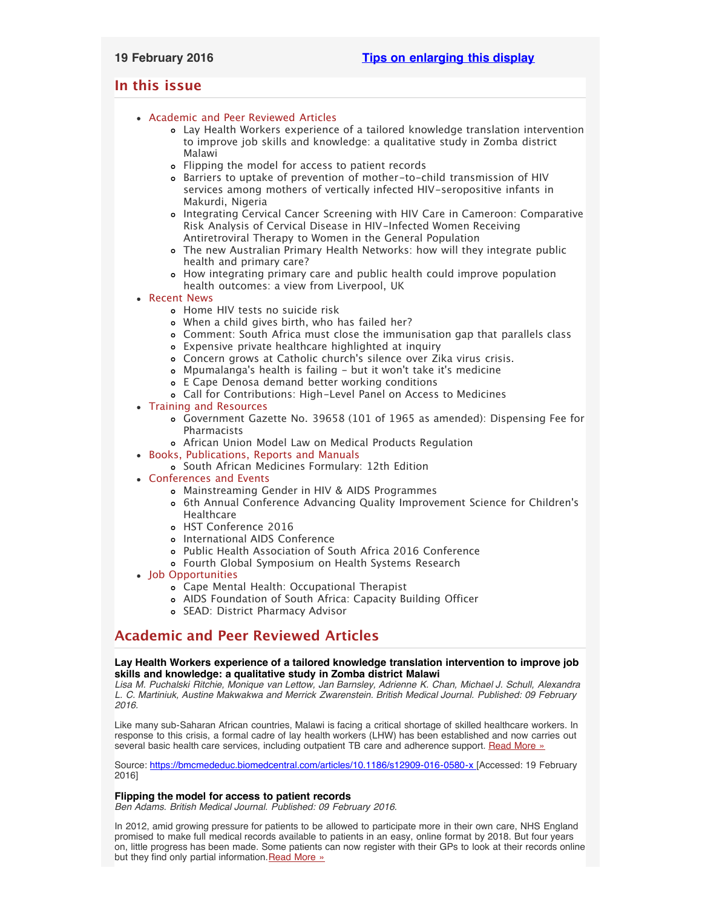**19 February 2016** [Tips on enlarging this display]

## In this issue

- Academic and Peer Reviewed Articles
  - Lay Health Workers experience of a tailored knowledge translation intervention to improve job skills and knowledge: a qualitative study in Zomba district Malawi
  - Flipping the model for access to patient records
  - Barriers to uptake of prevention of mother-to-child transmission of HIV services among mothers of vertically infected HIV-seropositive infants in Makurdi, Nigeria
  - Integrating Cervical Cancer Screening with HIV Care in Cameroon: Comparative Risk Analysis of Cervical Disease in HIV-Infected Women Receiving Antiretroviral Therapy to Women in the General Population
  - The new Australian Primary Health Networks: how will they integrate public health and primary care?
  - How integrating primary care and public health could improve population health outcomes: a view from Liverpool, UK
- Recent News
  - Home HIV tests no suicide risk
  - When a child gives birth, who has failed her?
  - Comment: South Africa must close the immunisation gap that parallels class
  - Expensive private healthcare highlighted at inquiry
  - Concern grows at Catholic church's silence over Zika virus crisis.
  - Mpumalanga's health is failing - but it won't take it's medicine
  - E Cape Denosa demand better working conditions
  - Call for Contributions: High-Level Panel on Access to Medicines
- Training and Resources
  - Government Gazette No. 39658 (101 of 1965 as amended): Dispensing Fee for Pharmacists
  - African Union Model Law on Medical Products Regulation
- Books, Publications, Reports and Manuals
  - South African Medicines Formulary: 12th Edition
- Conferences and Events
  - Mainstreaming Gender in HIV & AIDS Programmes
  - 6th Annual Conference Advancing Quality Improvement Science for Children's Healthcare
  - HST Conference 2016
  - International AIDS Conference
  - Public Health Association of South Africa 2016 Conference
  - Fourth Global Symposium on Health Systems Research
- Job Opportunities
  - Cape Mental Health: Occupational Therapist
  - AIDS Foundation of South Africa: Capacity Building Officer
  - SEAD: District Pharmacy Advisor

## Academic and Peer Reviewed Articles

**Lay Health Workers experience of a tailored knowledge translation intervention to improve job skills and knowledge: a qualitative study in Zomba district Malawi**
*Lisa M. Puchalski Ritchie, Monique van Lettow, Jan Barnsley, Adrienne K. Chan, Michael J. Schull, Alexandra L. C. Martiniuk, Austine Makwakwa and Merrick Zwarenstein. British Medical Journal. Published: 09 February 2016.*

Like many sub-Saharan African countries, Malawi is facing a critical shortage of skilled healthcare workers. In response to this crisis, a formal cadre of lay health workers (LHW) has been established and now carries out several basic health care services, including outpatient TB care and adherence support. Read More »

Source: https://bmcmededuc.biomedcentral.com/articles/10.1186/s12909-016-0580-x [Accessed: 19 February 2016]

**Flipping the model for access to patient records**
*Ben Adams. British Medical Journal. Published: 09 February 2016.*

In 2012, amid growing pressure for patients to be allowed to participate more in their own care, NHS England promised to make full medical records available to patients in an easy, online format by 2018. But four years on, little progress has been made. Some patients can now register with their GPs to look at their records online but they find only partial information. Read More »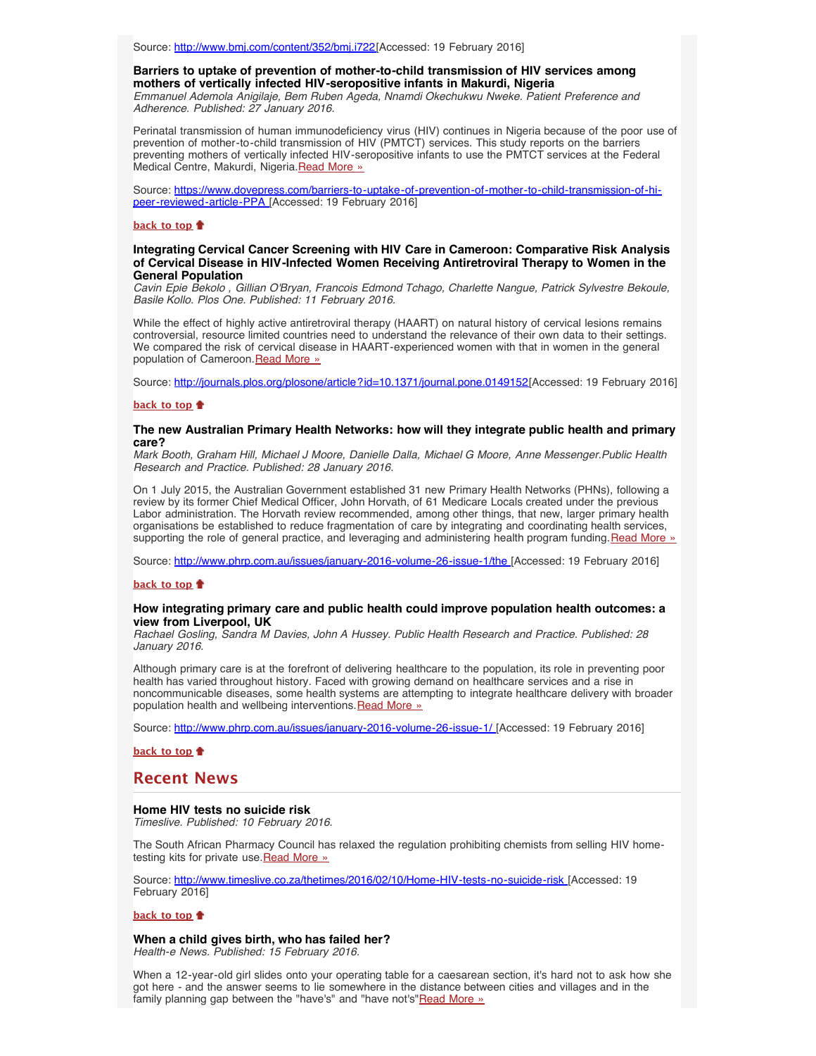Source: http://www.bmj.com/content/352/bmj.i722[Accessed: 19 February 2016]

### Barriers to uptake of prevention of mother-to-child transmission of HIV services among mothers of vertically infected HIV-seropositive infants in Makurdi, Nigeria

*Emmanuel Ademola Anigilaje, Bem Ruben Ageda, Nnamdi Okechukwu Nweke. Patient Preference and Adherence. Published: 27 January 2016.*

Perinatal transmission of human immunodeficiency virus (HIV) continues in Nigeria because of the poor use of prevention of mother-to-child transmission of HIV (PMTCT) services. This study reports on the barriers preventing mothers of vertically infected HIV-seropositive infants to use the PMTCT services at the Federal Medical Centre, Makurdi, Nigeria.Read More »

Source: https://www.dovepress.com/barriers-to-uptake-of-prevention-of-mother-to-child-transmission-of-hi-peer-reviewed-article-PPA [Accessed: 19 February 2016]

**back to top**

### Integrating Cervical Cancer Screening with HIV Care in Cameroon: Comparative Risk Analysis of Cervical Disease in HIV-Infected Women Receiving Antiretroviral Therapy to Women in the General Population

*Cavin Epie Bekolo , Gillian O'Bryan, Francois Edmond Tchago, Charlette Nangue, Patrick Sylvestre Bekoule, Basile Kollo. Plos One. Published: 11 February 2016.*

While the effect of highly active antiretroviral therapy (HAART) on natural history of cervical lesions remains controversial, resource limited countries need to understand the relevance of their own data to their settings. We compared the risk of cervical disease in HAART-experienced women with that in women in the general population of Cameroon.Read More »

Source: http://journals.plos.org/plosone/article?id=10.1371/journal.pone.0149152[Accessed: 19 February 2016]

**back to top**

### The new Australian Primary Health Networks: how will they integrate public health and primary care?

*Mark Booth, Graham Hill, Michael J Moore, Danielle Dalla, Michael G Moore, Anne Messenger.Public Health Research and Practice. Published: 28 January 2016.*

On 1 July 2015, the Australian Government established 31 new Primary Health Networks (PHNs), following a review by its former Chief Medical Officer, John Horvath, of 61 Medicare Locals created under the previous Labor administration. The Horvath review recommended, among other things, that new, larger primary health organisations be established to reduce fragmentation of care by integrating and coordinating health services, supporting the role of general practice, and leveraging and administering health program funding.Read More »

Source: http://www.phrp.com.au/issues/january-2016-volume-26-issue-1/the [Accessed: 19 February 2016]

**back to top**

### How integrating primary care and public health could improve population health outcomes: a view from Liverpool, UK

*Rachael Gosling, Sandra M Davies, John A Hussey. Public Health Research and Practice. Published: 28 January 2016.*

Although primary care is at the forefront of delivering healthcare to the population, its role in preventing poor health has varied throughout history. Faced with growing demand on healthcare services and a rise in noncommunicable diseases, some health systems are attempting to integrate healthcare delivery with broader population health and wellbeing interventions.Read More »

Source: http://www.phrp.com.au/issues/january-2016-volume-26-issue-1/ [Accessed: 19 February 2016]

**back to top**

## Recent News

### Home HIV tests no suicide risk

*Timeslive. Published: 10 February 2016.*

The South African Pharmacy Council has relaxed the regulation prohibiting chemists from selling HIV home-testing kits for private use.Read More »

Source: http://www.timeslive.co.za/thetimes/2016/02/10/Home-HIV-tests-no-suicide-risk [Accessed: 19 February 2016]

**back to top**

### When a child gives birth, who has failed her?

*Health-e News. Published: 15 February 2016.*

When a 12-year-old girl slides onto your operating table for a caesarean section, it's hard not to ask how she got here - and the answer seems to lie somewhere in the distance between cities and villages and in the family planning gap between the "have's" and "have not's"Read More »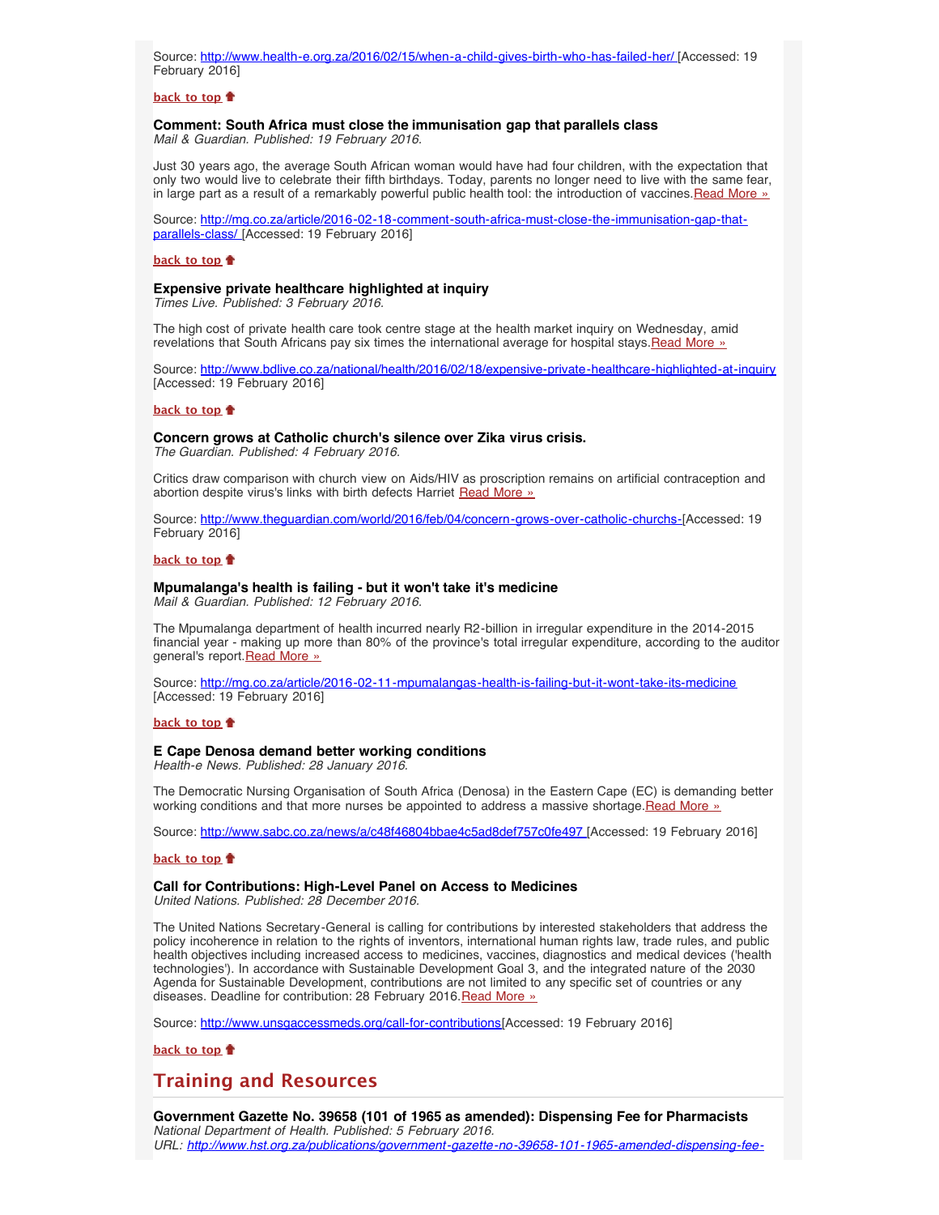Source: http://www.health-e.org.za/2016/02/15/when-a-child-gives-birth-who-has-failed-her/ [Accessed: 19 February 2016]

**back to top**

**Comment: South Africa must close the immunisation gap that parallels class**
*Mail & Guardian. Published: 19 February 2016.*

Just 30 years ago, the average South African woman would have had four children, with the expectation that only two would live to celebrate their fifth birthdays. Today, parents no longer need to live with the same fear, in large part as a result of a remarkably powerful public health tool: the introduction of vaccines.Read More »

Source: http://mg.co.za/article/2016-02-18-comment-south-africa-must-close-the-immunisation-gap-that-parallels-class/ [Accessed: 19 February 2016]

**back to top**

**Expensive private healthcare highlighted at inquiry**
*Times Live. Published: 3 February 2016.*

The high cost of private health care took centre stage at the health market inquiry on Wednesday, amid revelations that South Africans pay six times the international average for hospital stays.Read More »

Source: http://www.bdlive.co.za/national/health/2016/02/18/expensive-private-healthcare-highlighted-at-inquiry [Accessed: 19 February 2016]

**back to top**

**Concern grows at Catholic church's silence over Zika virus crisis.**
*The Guardian. Published: 4 February 2016.*

Critics draw comparison with church view on Aids/HIV as proscription remains on artificial contraception and abortion despite virus's links with birth defects Harriet Read More »

Source: http://www.theguardian.com/world/2016/feb/04/concern-grows-over-catholic-churchs-[Accessed: 19 February 2016]

**back to top**

**Mpumalanga's health is failing - but it won't take it's medicine**
*Mail & Guardian. Published: 12 February 2016.*

The Mpumalanga department of health incurred nearly R2-billion in irregular expenditure in the 2014-2015 financial year - making up more than 80% of the province's total irregular expenditure, according to the auditor general's report.Read More »

Source: http://mg.co.za/article/2016-02-11-mpumalangas-health-is-failing-but-it-wont-take-its-medicine [Accessed: 19 February 2016]

**back to top**

**E Cape Denosa demand better working conditions**
*Health-e News. Published: 28 January 2016.*

The Democratic Nursing Organisation of South Africa (Denosa) in the Eastern Cape (EC) is demanding better working conditions and that more nurses be appointed to address a massive shortage.Read More »

Source: http://www.sabc.co.za/news/a/c48f46804bbae4c5ad8def757c0fe497 [Accessed: 19 February 2016]

**back to top**

**Call for Contributions: High-Level Panel on Access to Medicines**
*United Nations. Published: 28 December 2016.*

The United Nations Secretary-General is calling for contributions by interested stakeholders that address the policy incoherence in relation to the rights of inventors, international human rights law, trade rules, and public health objectives including increased access to medicines, vaccines, diagnostics and medical devices ('health technologies'). In accordance with Sustainable Development Goal 3, and the integrated nature of the 2030 Agenda for Sustainable Development, contributions are not limited to any specific set of countries or any diseases. Deadline for contribution: 28 February 2016.Read More »

Source: http://www.unsgaccessmeds.org/call-for-contributions[Accessed: 19 February 2016]

**back to top**

## Training and Resources

**Government Gazette No. 39658 (101 of 1965 as amended): Dispensing Fee for Pharmacists**
*National Department of Health. Published: 5 February 2016.*
*URL: http://www.hst.org.za/publications/government-gazette-no-39658-101-1965-amended-dispensing-fee-*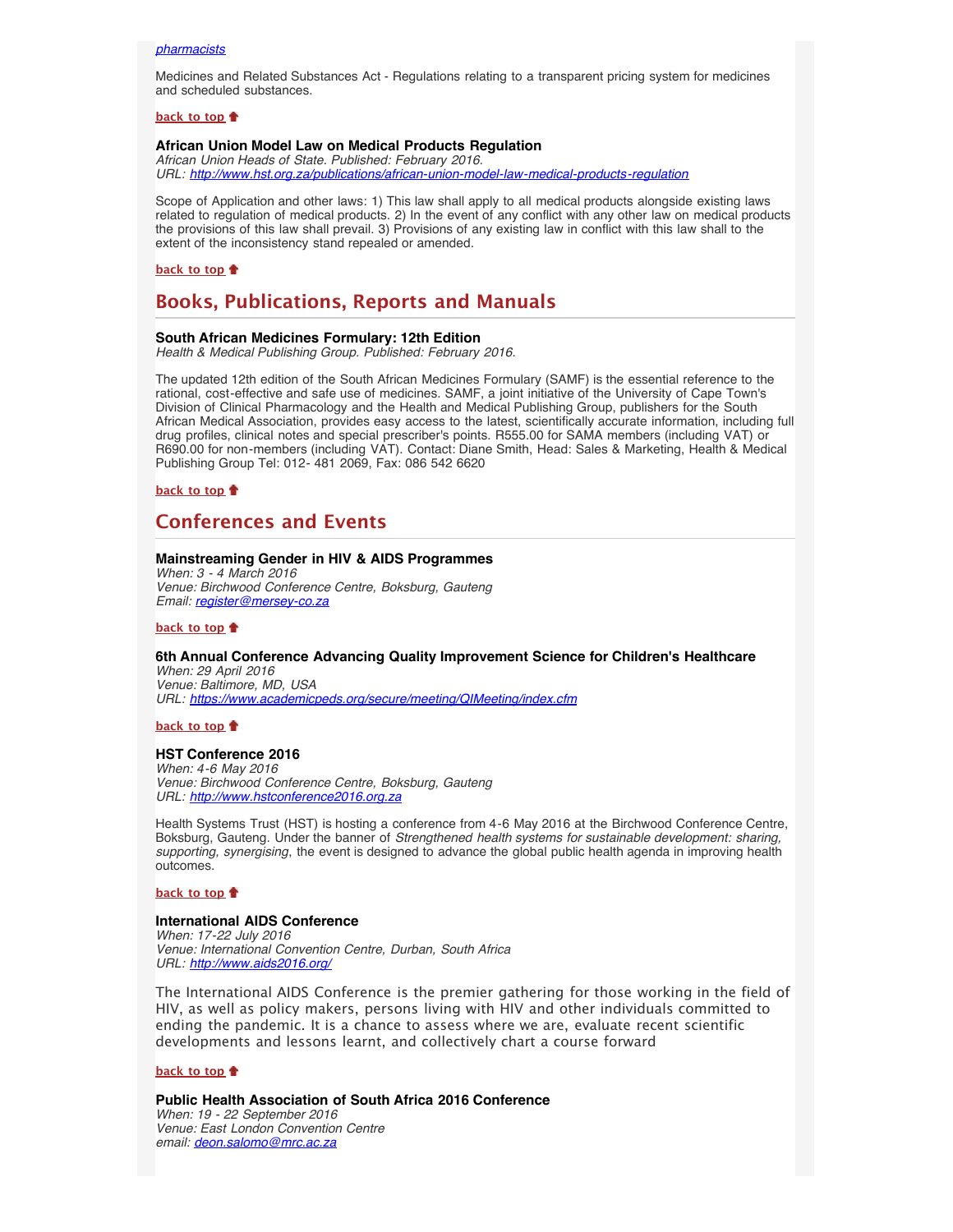*pharmacists*

Medicines and Related Substances Act - Regulations relating to a transparent pricing system for medicines and scheduled substances.

**back to top**

**African Union Model Law on Medical Products Regulation**
*African Union Heads of State. Published: February 2016.*
*URL: http://www.hst.org.za/publications/african-union-model-law-medical-products-regulation*

Scope of Application and other laws: 1) This law shall apply to all medical products alongside existing laws related to regulation of medical products. 2) In the event of any conflict with any other law on medical products the provisions of this law shall prevail. 3) Provisions of any existing law in conflict with this law shall to the extent of the inconsistency stand repealed or amended.

**back to top**

## Books, Publications, Reports and Manuals

**South African Medicines Formulary: 12th Edition**
*Health & Medical Publishing Group. Published: February 2016.*

The updated 12th edition of the South African Medicines Formulary (SAMF) is the essential reference to the rational, cost-effective and safe use of medicines. SAMF, a joint initiative of the University of Cape Town's Division of Clinical Pharmacology and the Health and Medical Publishing Group, publishers for the South African Medical Association, provides easy access to the latest, scientifically accurate information, including full drug profiles, clinical notes and special prescriber's points. R555.00 for SAMA members (including VAT) or R690.00 for non-members (including VAT). Contact: Diane Smith, Head: Sales & Marketing, Health & Medical Publishing Group Tel: 012- 481 2069, Fax: 086 542 6620

**back to top**

## Conferences and Events

**Mainstreaming Gender in HIV & AIDS Programmes**
*When: 3 - 4 March 2016*
*Venue: Birchwood Conference Centre, Boksburg, Gauteng*
*Email: register@mersey-co.za*

**back to top**

**6th Annual Conference Advancing Quality Improvement Science for Children's Healthcare**
*When: 29 April 2016*
*Venue: Baltimore, MD, USA*
*URL: https://www.academicpeds.org/secure/meeting/QIMeeting/index.cfm*

**back to top**

**HST Conference 2016**
*When: 4-6 May 2016*
*Venue: Birchwood Conference Centre, Boksburg, Gauteng*
*URL: http://www.hstconference2016.org.za*

Health Systems Trust (HST) is hosting a conference from 4-6 May 2016 at the Birchwood Conference Centre, Boksburg, Gauteng. Under the banner of *Strengthened health systems for sustainable development: sharing, supporting, synergising*, the event is designed to advance the global public health agenda in improving health outcomes.

**back to top**

**International AIDS Conference**
*When: 17-22 July 2016*
*Venue: International Convention Centre, Durban, South Africa*
*URL: http://www.aids2016.org/*

The International AIDS Conference is the premier gathering for those working in the field of HIV, as well as policy makers, persons living with HIV and other individuals committed to ending the pandemic. It is a chance to assess where we are, evaluate recent scientific developments and lessons learnt, and collectively chart a course forward

**back to top**

**Public Health Association of South Africa 2016 Conference**
*When: 19 - 22 September 2016*
*Venue: East London Convention Centre*
*email: deon.salomo@mrc.ac.za*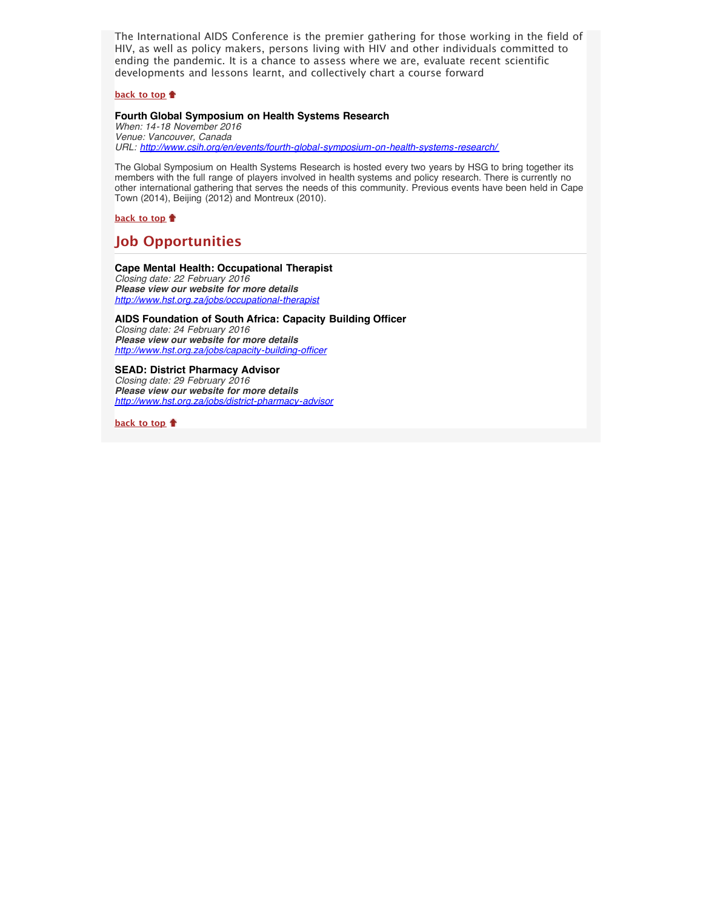The International AIDS Conference is the premier gathering for those working in the field of HIV, as well as policy makers, persons living with HIV and other individuals committed to ending the pandemic. It is a chance to assess where we are, evaluate recent scientific developments and lessons learnt, and collectively chart a course forward

**back to top**

**Fourth Global Symposium on Health Systems Research**
*When: 14-18 November 2016*
*Venue: Vancouver, Canada*
*URL: http://www.csih.org/en/events/fourth-global-symposium-on-health-systems-research/*

The Global Symposium on Health Systems Research is hosted every two years by HSG to bring together its members with the full range of players involved in health systems and policy research. There is currently no other international gathering that serves the needs of this community. Previous events have been held in Cape Town (2014), Beijing (2012) and Montreux (2010).

**back to top**

## Job Opportunities

**Cape Mental Health: Occupational Therapist**
*Closing date: 22 February 2016*
***Please view our website for more details***
*http://www.hst.org.za/jobs/occupational-therapist*

**AIDS Foundation of South Africa: Capacity Building Officer**
*Closing date: 24 February 2016*
***Please view our website for more details***
*http://www.hst.org.za/jobs/capacity-building-officer*

**SEAD: District Pharmacy Advisor**
*Closing date: 29 February 2016*
***Please view our website for more details***
*http://www.hst.org.za/jobs/district-pharmacy-advisor*

**back to top**